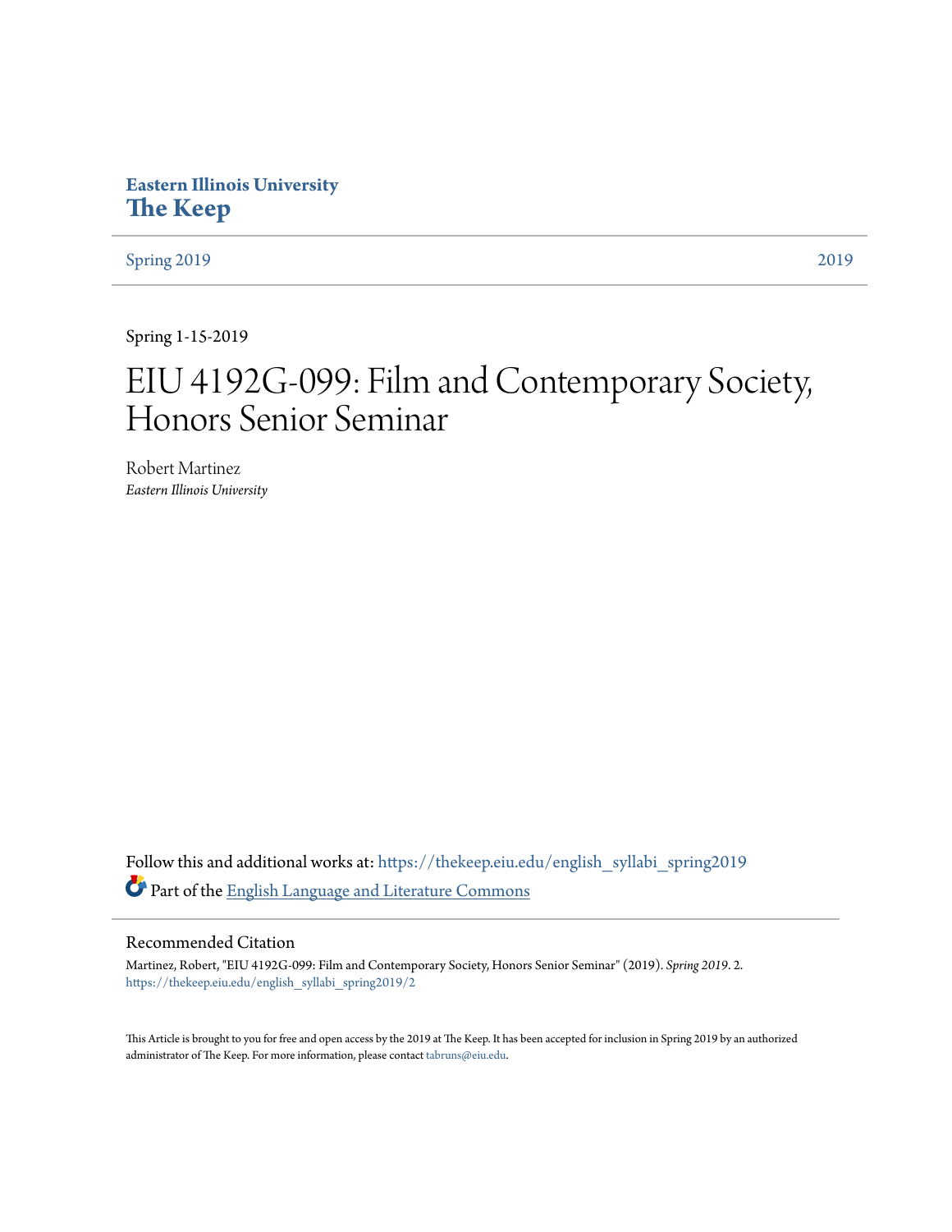**Eastern Illinois University**
**The Keep**

Spring 2019 | 2019

Spring 1-15-2019

# EIU 4192G-099: Film and Contemporary Society, Honors Senior Seminar

Robert Martinez
*Eastern Illinois University*

Follow this and additional works at: https://thekeep.eiu.edu/english_syllabi_spring2019

Part of the English Language and Literature Commons

## Recommended Citation

Martinez, Robert, "EIU 4192G-099: Film and Contemporary Society, Honors Senior Seminar" (2019). *Spring 2019*. 2.
https://thekeep.eiu.edu/english_syllabi_spring2019/2

This Article is brought to you for free and open access by the 2019 at The Keep. It has been accepted for inclusion in Spring 2019 by an authorized administrator of The Keep. For more information, please contact tabruns@eiu.edu.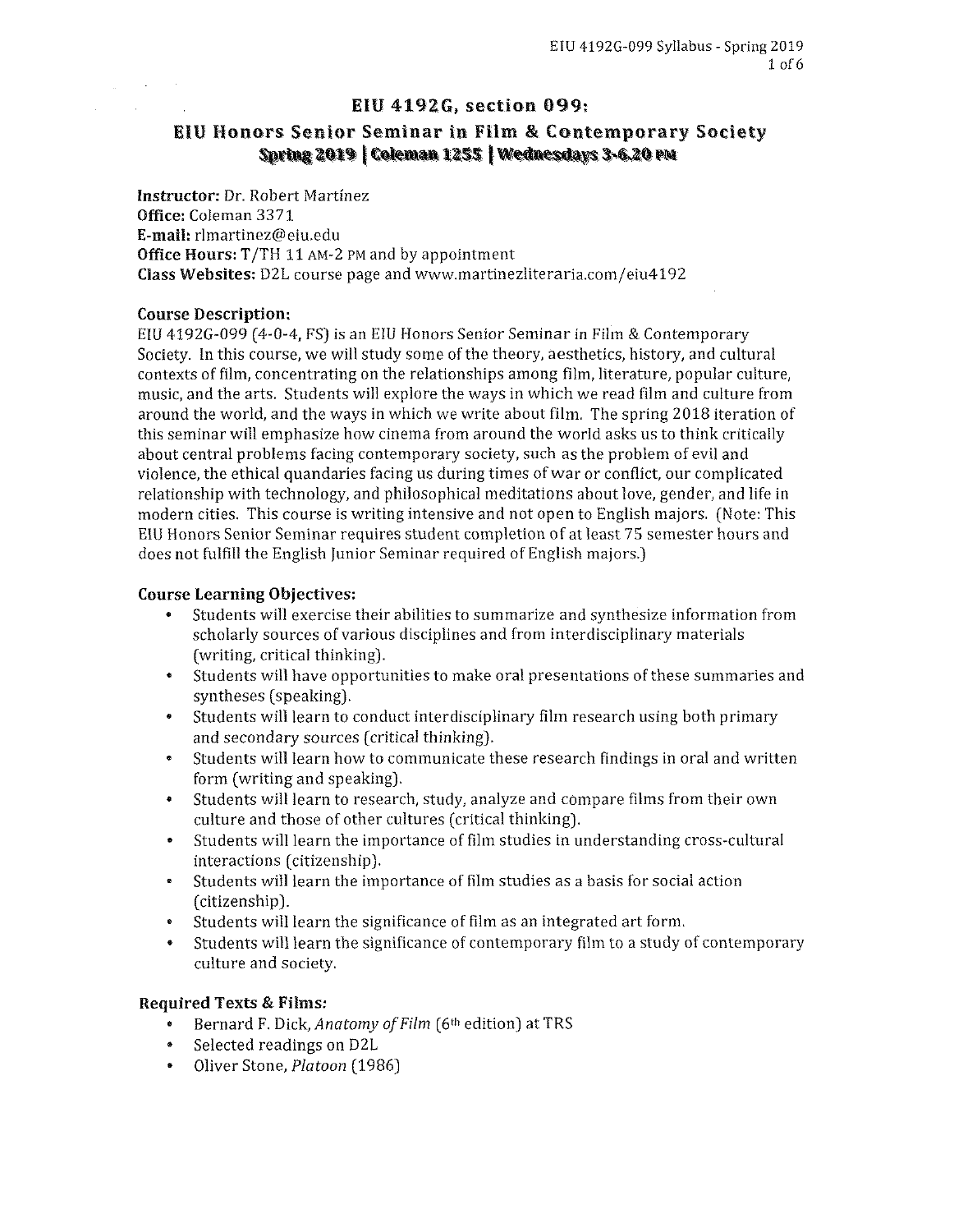# EIU 4192G, section 099:

## EIU Honors Senior Seminar in Film & Contemporary Society

**Spring 2019 | Coleman 1255 | Wednesdays 3-6.20 PM**

**Instructor:** Dr. Robert Martínez
**Office:** Coleman 3371
**E-mail:** rlmartinez@eiu.edu
**Office Hours:** T/TH 11 AM-2 PM and by appointment
**Class Websites:** D2L course page and www.martinezliteraria.com/eiu4192

### Course Description:

EIU 4192G-099 (4-0-4, FS) is an EIU Honors Senior Seminar in Film & Contemporary Society. In this course, we will study some of the theory, aesthetics, history, and cultural contexts of film, concentrating on the relationships among film, literature, popular culture, music, and the arts. Students will explore the ways in which we read film and culture from around the world, and the ways in which we write about film. The spring 2018 iteration of this seminar will emphasize how cinema from around the world asks us to think critically about central problems facing contemporary society, such as the problem of evil and violence, the ethical quandaries facing us during times of war or conflict, our complicated relationship with technology, and philosophical meditations about love, gender, and life in modern cities. This course is writing intensive and not open to English majors. (Note: This EIU Honors Senior Seminar requires student completion of at least 75 semester hours and does not fulfill the English Junior Seminar required of English majors.)

### Course Learning Objectives:

- Students will exercise their abilities to summarize and synthesize information from scholarly sources of various disciplines and from interdisciplinary materials (writing, critical thinking).
- Students will have opportunities to make oral presentations of these summaries and syntheses (speaking).
- Students will learn to conduct interdisciplinary film research using both primary and secondary sources (critical thinking).
- Students will learn how to communicate these research findings in oral and written form (writing and speaking).
- Students will learn to research, study, analyze and compare films from their own culture and those of other cultures (critical thinking).
- Students will learn the importance of film studies in understanding cross-cultural interactions (citizenship).
- Students will learn the importance of film studies as a basis for social action (citizenship).
- Students will learn the significance of film as an integrated art form.
- Students will learn the significance of contemporary film to a study of contemporary culture and society.

### Required Texts & Films:

- Bernard F. Dick, *Anatomy of Film* (6th edition) at TRS
- Selected readings on D2L
- Oliver Stone, *Platoon* (1986)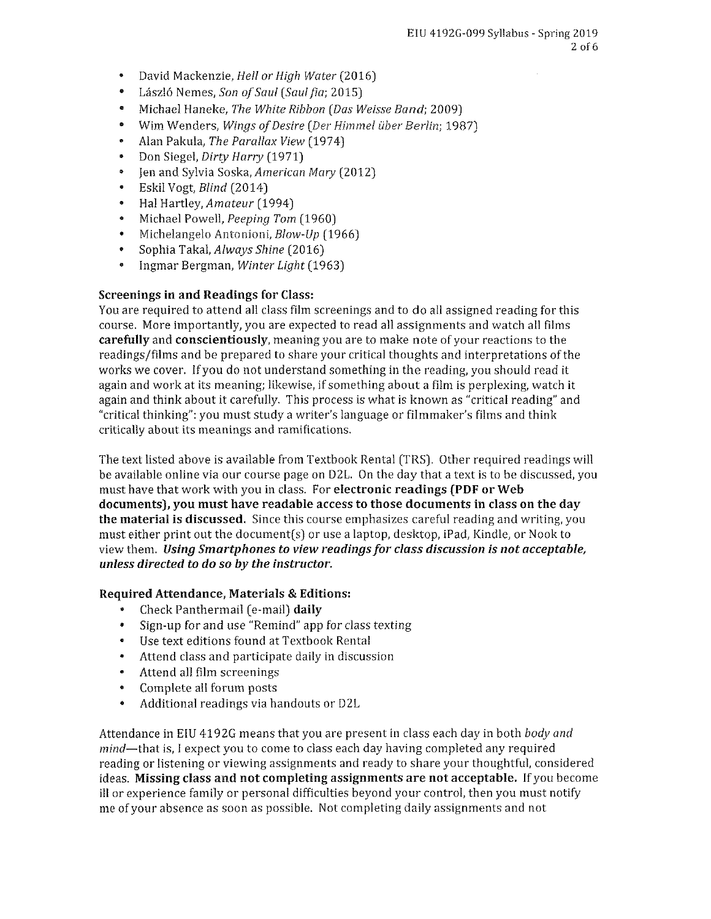- David Mackenzie, *Hell or High Water* (2016)
- László Nemes, *Son of Saul* (*Saul fia*; 2015)
- Michael Haneke, *The White Ribbon* (*Das Weisse Band*; 2009)
- Wim Wenders, *Wings of Desire* (*Der Himmel über Berlin*; 1987)
- Alan Pakula, *The Parallax View* (1974)
- Don Siegel, *Dirty Harry* (1971)
- Jen and Sylvia Soska, *American Mary* (2012)
- Eskil Vogt, *Blind* (2014)
- Hal Hartley, *Amateur* (1994)
- Michael Powell, *Peeping Tom* (1960)
- Michelangelo Antonioni, *Blow-Up* (1966)
- Sophia Takal, *Always Shine* (2016)
- Ingmar Bergman, *Winter Light* (1963)

**Screenings in and Readings for Class:**

You are required to attend all class film screenings and to do all assigned reading for this course. More importantly, you are expected to read all assignments and watch all films **carefully** and **conscientiously**, meaning you are to make note of your reactions to the readings/films and be prepared to share your critical thoughts and interpretations of the works we cover. If you do not understand something in the reading, you should read it again and work at its meaning; likewise, if something about a film is perplexing, watch it again and think about it carefully. This process is what is known as "critical reading" and "critical thinking": you must study a writer's language or filmmaker's films and think critically about its meanings and ramifications.

The text listed above is available from Textbook Rental (TRS). Other required readings will be available online via our course page on D2L. On the day that a text is to be discussed, you must have that work with you in class. For **electronic readings (PDF or Web documents), you must have readable access to those documents in class on the day the material is discussed.** Since this course emphasizes careful reading and writing, you must either print out the document(s) or use a laptop, desktop, iPad, Kindle, or Nook to view them. ***Using Smartphones to view readings for class discussion is not acceptable, unless directed to do so by the instructor.***

**Required Attendance, Materials & Editions:**

- Check Panthermail (e-mail) **daily**
- Sign-up for and use "Remind" app for class texting
- Use text editions found at Textbook Rental
- Attend class and participate daily in discussion
- Attend all film screenings
- Complete all forum posts
- Additional readings via handouts or D2L

Attendance in EIU 4192G means that you are present in class each day in both *body and mind*—that is, I expect you to come to class each day having completed any required reading or listening or viewing assignments and ready to share your thoughtful, considered ideas. **Missing class and not completing assignments are not acceptable.** If you become ill or experience family or personal difficulties beyond your control, then you must notify me of your absence as soon as possible. Not completing daily assignments and not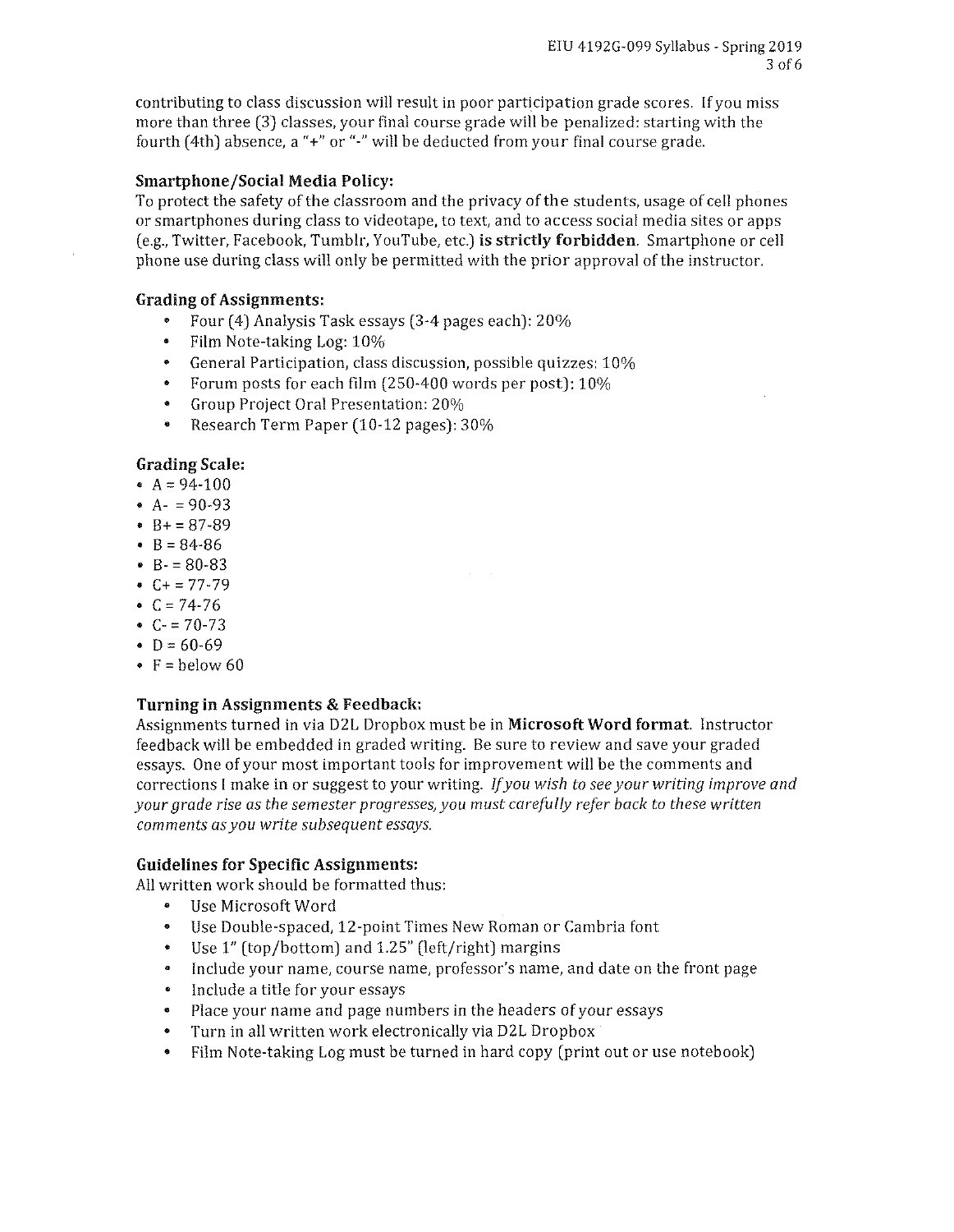contributing to class discussion will result in poor participation grade scores. If you miss more than three (3) classes, your final course grade will be penalized: starting with the fourth (4th) absence, a "+" or "-" will be deducted from your final course grade.

### Smartphone/Social Media Policy:

To protect the safety of the classroom and the privacy of the students, usage of cell phones or smartphones during class to videotape, to text, and to access social media sites or apps (e.g., Twitter, Facebook, Tumblr, YouTube, etc.) **is strictly forbidden**. Smartphone or cell phone use during class will only be permitted with the prior approval of the instructor.

### Grading of Assignments:

- Four (4) Analysis Task essays (3-4 pages each): 20%
- Film Note-taking Log: 10%
- General Participation, class discussion, possible quizzes: 10%
- Forum posts for each film (250-400 words per post): 10%
- Group Project Oral Presentation: 20%
- Research Term Paper (10-12 pages): 30%

### Grading Scale:

- A = 94-100
- A- = 90-93
- B+ = 87-89
- B = 84-86
- B- = 80-83
- C+ = 77-79
- C = 74-76
- C- = 70-73
- D = 60-69
- F = below 60

### Turning in Assignments & Feedback:

Assignments turned in via D2L Dropbox must be in **Microsoft Word format**. Instructor feedback will be embedded in graded writing. Be sure to review and save your graded essays. One of your most important tools for improvement will be the comments and corrections I make in or suggest to your writing. *If you wish to see your writing improve and your grade rise as the semester progresses, you must carefully refer back to these written comments as you write subsequent essays.*

### Guidelines for Specific Assignments:

All written work should be formatted thus:

- Use Microsoft Word
- Use Double-spaced, 12-point Times New Roman or Cambria font
- Use 1" (top/bottom) and 1.25" (left/right) margins
- Include your name, course name, professor's name, and date on the front page
- Include a title for your essays
- Place your name and page numbers in the headers of your essays
- Turn in all written work electronically via D2L Dropbox
- Film Note-taking Log must be turned in hard copy (print out or use notebook)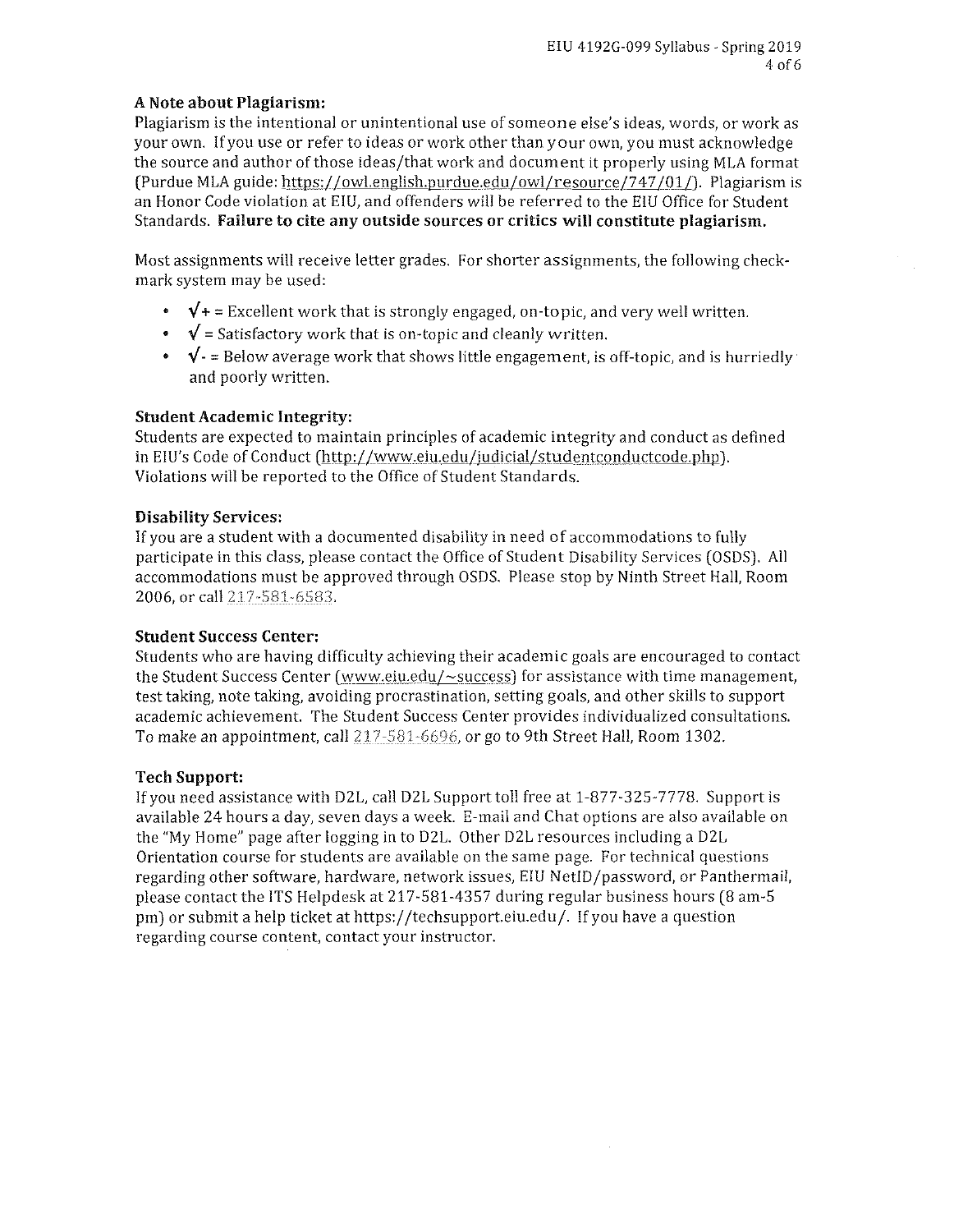### A Note about Plagiarism:

Plagiarism is the intentional or unintentional use of someone else's ideas, words, or work as your own. If you use or refer to ideas or work other than your own, you must acknowledge the source and author of those ideas/that work and document it properly using MLA format (Purdue MLA guide: https://owl.english.purdue.edu/owl/resource/747/01/). Plagiarism is an Honor Code violation at EIU, and offenders will be referred to the EIU Office for Student Standards. **Failure to cite any outside sources or critics will constitute plagiarism.**

Most assignments will receive letter grades. For shorter assignments, the following check-mark system may be used:

- **√+** = Excellent work that is strongly engaged, on-topic, and very well written.
- **√** = Satisfactory work that is on-topic and cleanly written.
- **√-** = Below average work that shows little engagement, is off-topic, and is hurriedly and poorly written.

### Student Academic Integrity:

Students are expected to maintain principles of academic integrity and conduct as defined in EIU's Code of Conduct (http://www.eiu.edu/judicial/studentconductcode.php). Violations will be reported to the Office of Student Standards.

### Disability Services:

If you are a student with a documented disability in need of accommodations to fully participate in this class, please contact the Office of Student Disability Services (OSDS). All accommodations must be approved through OSDS. Please stop by Ninth Street Hall, Room 2006, or call 217-581-6583.

### Student Success Center:

Students who are having difficulty achieving their academic goals are encouraged to contact the Student Success Center (www.eiu.edu/~success) for assistance with time management, test taking, note taking, avoiding procrastination, setting goals, and other skills to support academic achievement. The Student Success Center provides individualized consultations. To make an appointment, call 217-581-6696, or go to 9th Street Hall, Room 1302.

### Tech Support:

If you need assistance with D2L, call D2L Support toll free at 1-877-325-7778. Support is available 24 hours a day, seven days a week. E-mail and Chat options are also available on the "My Home" page after logging in to D2L. Other D2L resources including a D2L Orientation course for students are available on the same page. For technical questions regarding other software, hardware, network issues, EIU NetID/password, or Panthermail, please contact the ITS Helpdesk at 217-581-4357 during regular business hours (8 am-5 pm) or submit a help ticket at https://techsupport.eiu.edu/. If you have a question regarding course content, contact your instructor.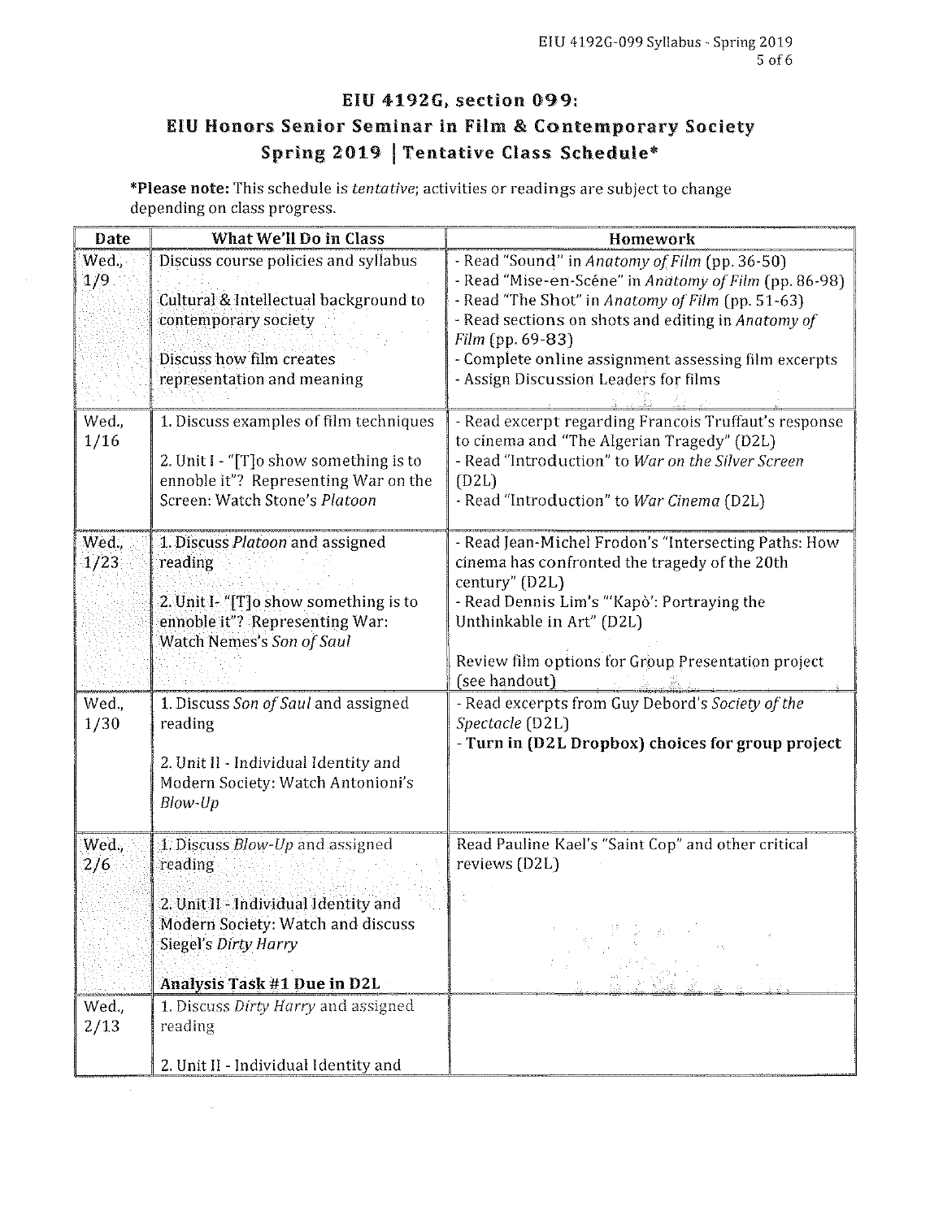# EIU 4192G, section 099:
# EIU Honors Senior Seminar in Film & Contemporary Society
## Spring 2019 | Tentative Class Schedule*

***Please note:** This schedule is *tentative*; activities or readings are subject to change depending on class progress.

| Date | What We'll Do in Class | Homework |
|---|---|---|
| Wed., 1/9 | Discuss course policies and syllabus<br><br>Cultural & Intellectual background to contemporary society<br><br>Discuss how film creates representation and meaning | - Read "Sound" in *Anatomy of Film* (pp. 36-50)<br>- Read "Mise-en-Scéne" in *Anatomy of Film* (pp. 86-98)<br>- Read "The Shot" in *Anatomy of Film* (pp. 51-63)<br>- Read sections on shots and editing in *Anatomy of Film* (pp. 69-83)<br>- Complete online assignment assessing film excerpts<br>- Assign Discussion Leaders for films |
| Wed., 1/16 | 1. Discuss examples of film techniques<br><br>2. Unit I - "[T]o show something is to ennoble it"? Representing War on the Screen: Watch Stone's *Platoon* | - Read excerpt regarding Francois Truffaut's response to cinema and "The Algerian Tragedy" (D2L)<br>- Read "Introduction" to *War on the Silver Screen* (D2L)<br>- Read "Introduction" to *War Cinema* (D2L) |
| Wed., 1/23 | 1. Discuss *Platoon* and assigned reading<br><br>2. Unit I- "[T]o show something is to ennoble it"? Representing War: Watch Nemes's *Son of Saul* | - Read Jean-Michel Frodon's "Intersecting Paths: How cinema has confronted the tragedy of the 20th century" (D2L)<br>- Read Dennis Lim's "'Kapò': Portraying the Unthinkable in Art" (D2L)<br><br>Review film options for Group Presentation project (see handout) |
| Wed., 1/30 | 1. Discuss *Son of Saul* and assigned reading<br><br>2. Unit II - Individual Identity and Modern Society: Watch Antonioni's *Blow-Up* | - Read excerpts from Guy Debord's *Society of the Spectacle* (D2L)<br>**- Turn in (D2L Dropbox) choices for group project** |
| Wed., 2/6 | 1. Discuss *Blow-Up* and assigned reading<br><br>2. Unit II - Individual Identity and Modern Society: Watch and discuss Siegel's *Dirty Harry*<br><br>**Analysis Task #1 Due in D2L** | Read Pauline Kael's "Saint Cop" and other critical reviews (D2L) |
| Wed., 2/13 | 1. Discuss *Dirty Harry* and assigned reading<br><br>2. Unit II - Individual Identity and | |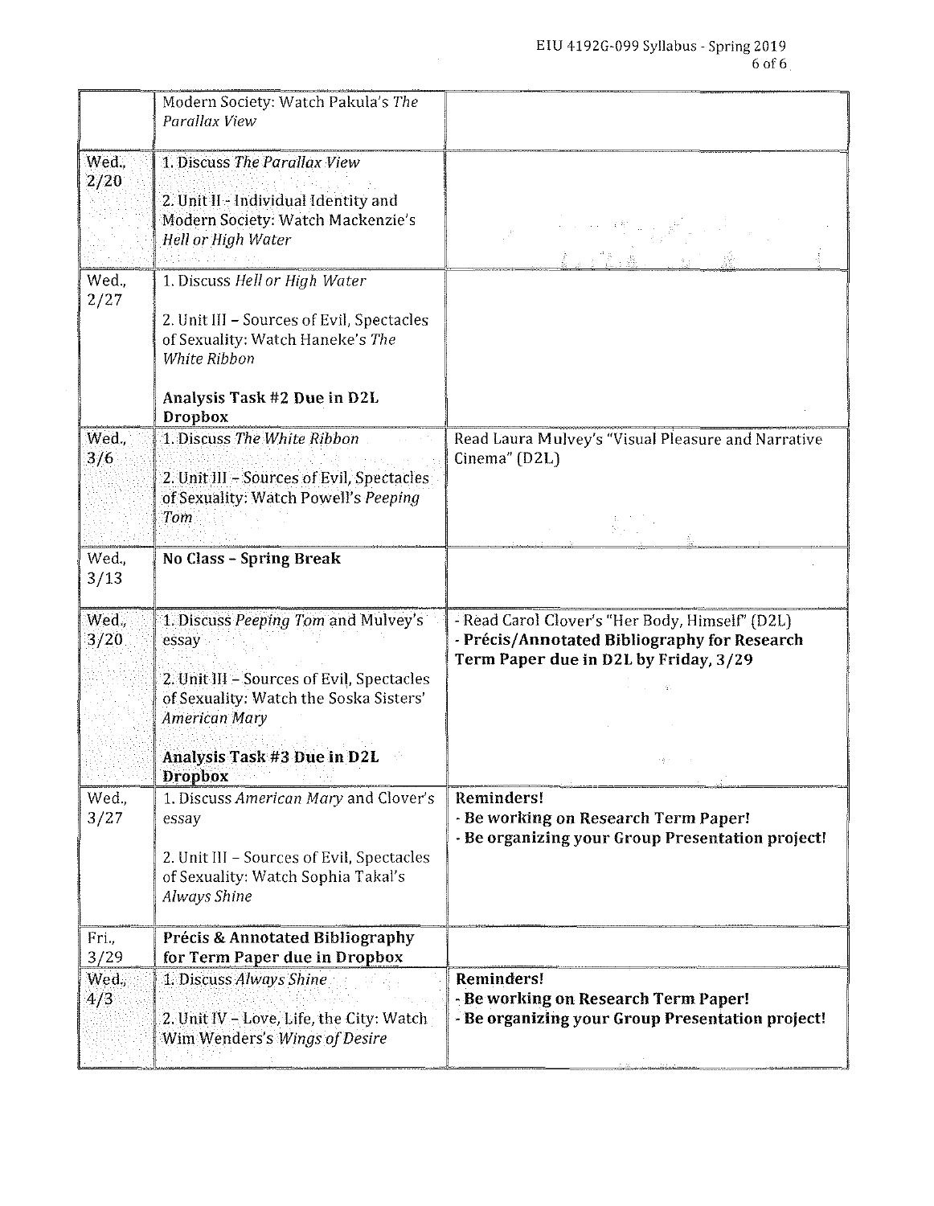|  |  |  |
| --- | --- | --- |
|  | Modern Society: Watch Pakula's *The Parallax View* |  |
| Wed., 2/20 | 1. Discuss *The Parallax View*<br><br>2. Unit II - Individual Identity and Modern Society: Watch Mackenzie's *Hell or High Water* |  |
| Wed., 2/27 | 1. Discuss *Hell or High Water*<br><br>2. Unit III – Sources of Evil, Spectacles of Sexuality: Watch Haneke's *The White Ribbon*<br><br>**Analysis Task #2 Due in D2L Dropbox** |  |
| Wed., 3/6 | 1. Discuss *The White Ribbon*<br><br>2. Unit III – Sources of Evil, Spectacles of Sexuality: Watch Powell's *Peeping Tom* | Read Laura Mulvey's "Visual Pleasure and Narrative Cinema" (D2L) |
| Wed., 3/13 | **No Class – Spring Break** |  |
| Wed., 3/20 | 1. Discuss *Peeping Tom* and Mulvey's essay<br><br>2. Unit III – Sources of Evil, Spectacles of Sexuality: Watch the Soska Sisters' *American Mary*<br><br>**Analysis Task #3 Due in D2L Dropbox** | - Read Carol Clover's "Her Body, Himself" (D2L)<br>- **Précis/Annotated Bibliography for Research Term Paper due in D2L by Friday, 3/29** |
| Wed., 3/27 | 1. Discuss *American Mary* and Clover's essay<br><br>2. Unit III – Sources of Evil, Spectacles of Sexuality: Watch Sophia Takal's *Always Shine* | **Reminders!**<br>**- Be working on Research Term Paper!**<br>**- Be organizing your Group Presentation project!** |
| Fri., 3/29 | **Précis & Annotated Bibliography for Term Paper due in Dropbox** |  |
| Wed., 4/3 | 1. Discuss *Always Shine*<br><br>2. Unit IV – Love, Life, the City: Watch Wim Wenders's *Wings of Desire* | **Reminders!**<br>**- Be working on Research Term Paper!**<br>**- Be organizing your Group Presentation project!** |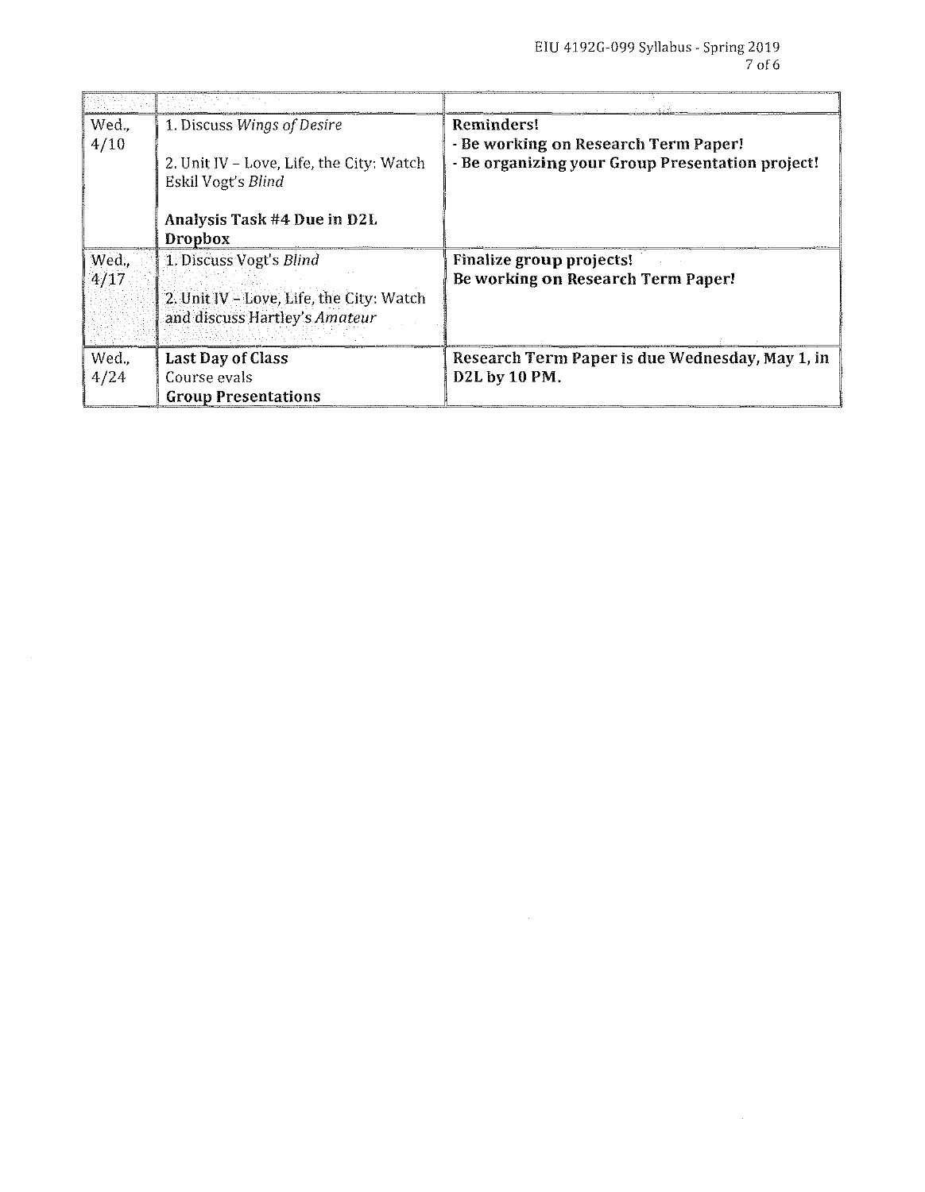| | | |
|---|---|---|
| Wed., 4/10 | 1. Discuss *Wings of Desire*<br><br>2. Unit IV – Love, Life, the City: Watch Eskil Vogt's *Blind*<br><br>**Analysis Task #4 Due in D2L Dropbox** | **Reminders!**<br>**- Be working on Research Term Paper!**<br>**- Be organizing your Group Presentation project!** |
| Wed., 4/17 | 1. Discuss Vogt's *Blind*<br><br>2. Unit IV – Love, Life, the City: Watch and discuss Hartley's *Amateur* | **Finalize group projects!**<br>**Be working on Research Term Paper!** |
| Wed., 4/24 | **Last Day of Class**<br>Course evals<br>**Group Presentations** | **Research Term Paper is due Wednesday, May 1, in D2L by 10 PM.** |